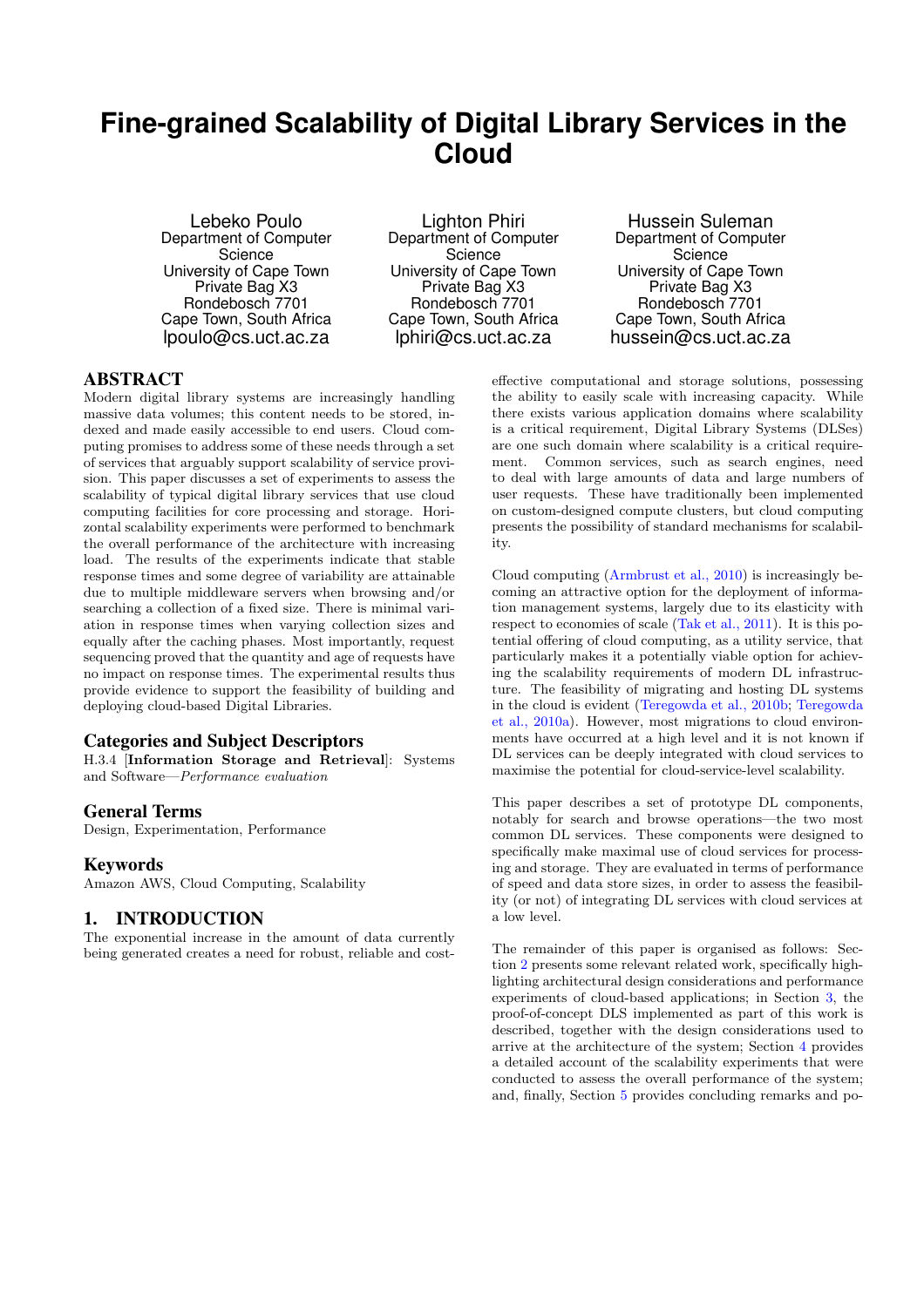# Fine-grained Scalability of Digital Library Services in the Cloud

Lebeko Poulo
Department of Computer Science
University of Cape Town
Private Bag X3
Rondebosch 7701
Cape Town, South Africa
lpoulo@cs.uct.ac.za

Lighton Phiri
Department of Computer Science
University of Cape Town
Private Bag X3
Rondebosch 7701
Cape Town, South Africa
lphiri@cs.uct.ac.za

Hussein Suleman
Department of Computer Science
University of Cape Town
Private Bag X3
Rondebosch 7701
Cape Town, South Africa
hussein@cs.uct.ac.za

## ABSTRACT

Modern digital library systems are increasingly handling massive data volumes; this content needs to be stored, indexed and made easily accessible to end users. Cloud computing promises to address some of these needs through a set of services that arguably support scalability of service provision. This paper discusses a set of experiments to assess the scalability of typical digital library services that use cloud computing facilities for core processing and storage. Horizontal scalability experiments were performed to benchmark the overall performance of the architecture with increasing load. The results of the experiments indicate that stable response times and some degree of variability are attainable due to multiple middleware servers when browsing and/or searching a collection of a fixed size. There is minimal variation in response times when varying collection sizes and equally after the caching phases. Most importantly, request sequencing proved that the quantity and age of requests have no impact on response times. The experimental results thus provide evidence to support the feasibility of building and deploying cloud-based Digital Libraries.

## Categories and Subject Descriptors

H.3.4 [**Information Storage and Retrieval**]: Systems and Software—*Performance evaluation*

## General Terms

Design, Experimentation, Performance

## Keywords

Amazon AWS, Cloud Computing, Scalability

## 1. INTRODUCTION

The exponential increase in the amount of data currently being generated creates a need for robust, reliable and cost-effective computational and storage solutions, possessing the ability to easily scale with increasing capacity. While there exists various application domains where scalability is a critical requirement, Digital Library Systems (DLSes) are one such domain where scalability is a critical requirement. Common services, such as search engines, need to deal with large amounts of data and large numbers of user requests. These have traditionally been implemented on custom-designed compute clusters, but cloud computing presents the possibility of standard mechanisms for scalability.

Cloud computing (Armbrust et al., 2010) is increasingly becoming an attractive option for the deployment of information management systems, largely due to its elasticity with respect to economies of scale (Tak et al., 2011). It is this potential offering of cloud computing, as a utility service, that particularly makes it a potentially viable option for achieving the scalability requirements of modern DL infrastructure. The feasibility of migrating and hosting DL systems in the cloud is evident (Teregowda et al., 2010b; Teregowda et al., 2010a). However, most migrations to cloud environments have occurred at a high level and it is not known if DL services can be deeply integrated with cloud services to maximise the potential for cloud-service-level scalability.

This paper describes a set of prototype DL components, notably for search and browse operations—the two most common DL services. These components were designed to specifically make maximal use of cloud services for processing and storage. They are evaluated in terms of performance of speed and data store sizes, in order to assess the feasibility (or not) of integrating DL services with cloud services at a low level.

The remainder of this paper is organised as follows: Section 2 presents some relevant related work, specifically highlighting architectural design considerations and performance experiments of cloud-based applications; in Section 3, the proof-of-concept DLS implemented as part of this work is described, together with the design considerations used to arrive at the architecture of the system; Section 4 provides a detailed account of the scalability experiments that were conducted to assess the overall performance of the system; and, finally, Section 5 provides concluding remarks and po-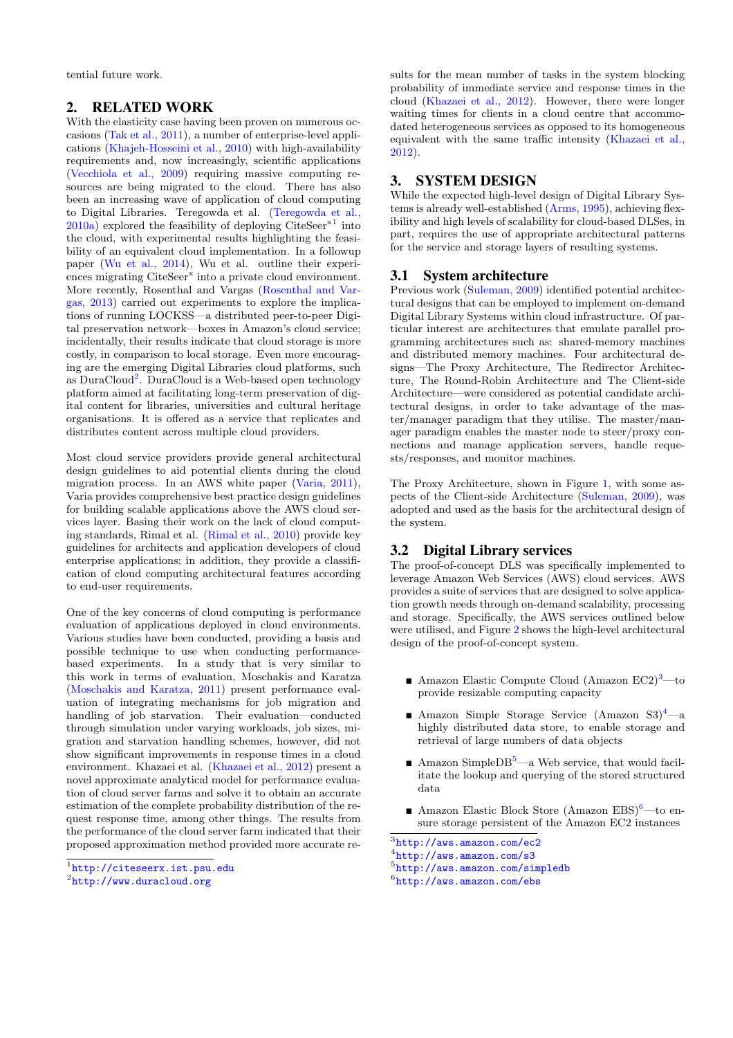tential future work.

## 2. RELATED WORK

With the elasticity case having been proven on numerous occasions (Tak et al., 2011), a number of enterprise-level applications (Khajeh-Hosseini et al., 2010) with high-availability requirements and, now increasingly, scientific applications (Vecchiola et al., 2009) requiring massive computing resources are being migrated to the cloud. There has also been an increasing wave of application of cloud computing to Digital Libraries. Teregowda et al. (Teregowda et al., 2010a) explored the feasibility of deploying CiteSeer$^{x}$[1] into the cloud, with experimental results highlighting the feasibility of an equivalent cloud implementation. In a followup paper (Wu et al., 2014), Wu et al. outline their experiences migrating CiteSeer$^{x}$ into a private cloud environment. More recently, Rosenthal and Vargas (Rosenthal and Vargas, 2013) carried out experiments to explore the implications of running LOCKSS—a distributed peer-to-peer Digital preservation network—boxes in Amazon's cloud service; incidentally, their results indicate that cloud storage is more costly, in comparison to local storage. Even more encouraging are the emerging Digital Libraries cloud platforms, such as DuraCloud[2]. DuraCloud is a Web-based open technology platform aimed at facilitating long-term preservation of digital content for libraries, universities and cultural heritage organisations. It is offered as a service that replicates and distributes content across multiple cloud providers.

Most cloud service providers provide general architectural design guidelines to aid potential clients during the cloud migration process. In an AWS white paper (Varia, 2011), Varia provides comprehensive best practice design guidelines for building scalable applications above the AWS cloud services layer. Basing their work on the lack of cloud computing standards, Rimal et al. (Rimal et al., 2010) provide key guidelines for architects and application developers of cloud enterprise applications; in addition, they provide a classification of cloud computing architectural features according to end-user requirements.

One of the key concerns of cloud computing is performance evaluation of applications deployed in cloud environments. Various studies have been conducted, providing a basis and possible technique to use when conducting performance-based experiments. In a study that is very similar to this work in terms of evaluation, Moschakis and Karatza (Moschakis and Karatza, 2011) present performance evaluation of integrating mechanisms for job migration and handling of job starvation. Their evaluation—conducted through simulation under varying workloads, job sizes, migration and starvation handling schemes, however, did not show significant improvements in response times in a cloud environment. Khazaei et al. (Khazaei et al., 2012) present a novel approximate analytical model for performance evaluation of cloud server farms and solve it to obtain an accurate estimation of the complete probability distribution of the request response time, among other things. The results from the performance of the cloud server farm indicated that their proposed approximation method provided more accurate results for the mean number of tasks in the system blocking probability of immediate service and response times in the cloud (Khazaei et al., 2012). However, there were longer waiting times for clients in a cloud centre that accommodated heterogeneous services as opposed to its homogeneous equivalent with the same traffic intensity (Khazaei et al., 2012).

## 3. SYSTEM DESIGN

While the expected high-level design of Digital Library Systems is already well-established (Arms, 1995), achieving flexibility and high levels of scalability for cloud-based DLSes, in part, requires the use of appropriate architectural patterns for the service and storage layers of resulting systems.

### 3.1 System architecture

Previous work (Suleman, 2009) identified potential architectural designs that can be employed to implement on-demand Digital Library Systems within cloud infrastructure. Of particular interest are architectures that emulate parallel programming architectures such as: shared-memory machines and distributed memory machines. Four architectural designs—The Proxy Architecture, The Redirector Architecture, The Round-Robin Architecture and The Client-side Architecture—were considered as potential candidate architectural designs, in order to take advantage of the master/manager paradigm that they utilise. The master/manager paradigm enables the master node to steer/proxy connections and manage application servers, handle requests/responses, and monitor machines.

The Proxy Architecture, shown in Figure 1, with some aspects of the Client-side Architecture (Suleman, 2009), was adopted and used as the basis for the architectural design of the system.

### 3.2 Digital Library services

The proof-of-concept DLS was specifically implemented to leverage Amazon Web Services (AWS) cloud services. AWS provides a suite of services that are designed to solve application growth needs through on-demand scalability, processing and storage. Specifically, the AWS services outlined below were utilised, and Figure 2 shows the high-level architectural design of the proof-of-concept system.

- Amazon Elastic Compute Cloud (Amazon EC2)[3]—to provide resizable computing capacity
- Amazon Simple Storage Service (Amazon S3)[4]—a highly distributed data store, to enable storage and retrieval of large numbers of data objects
- Amazon SimpleDB[5]—a Web service, that would facilitate the lookup and querying of the stored structured data
- Amazon Elastic Block Store (Amazon EBS)[6]—to ensure storage persistent of the Amazon EC2 instances

[1] http://citeseerx.ist.psu.edu
[2] http://www.duracloud.org
[3] http://aws.amazon.com/ec2
[4] http://aws.amazon.com/s3
[5] http://aws.amazon.com/simpledb
[6] http://aws.amazon.com/ebs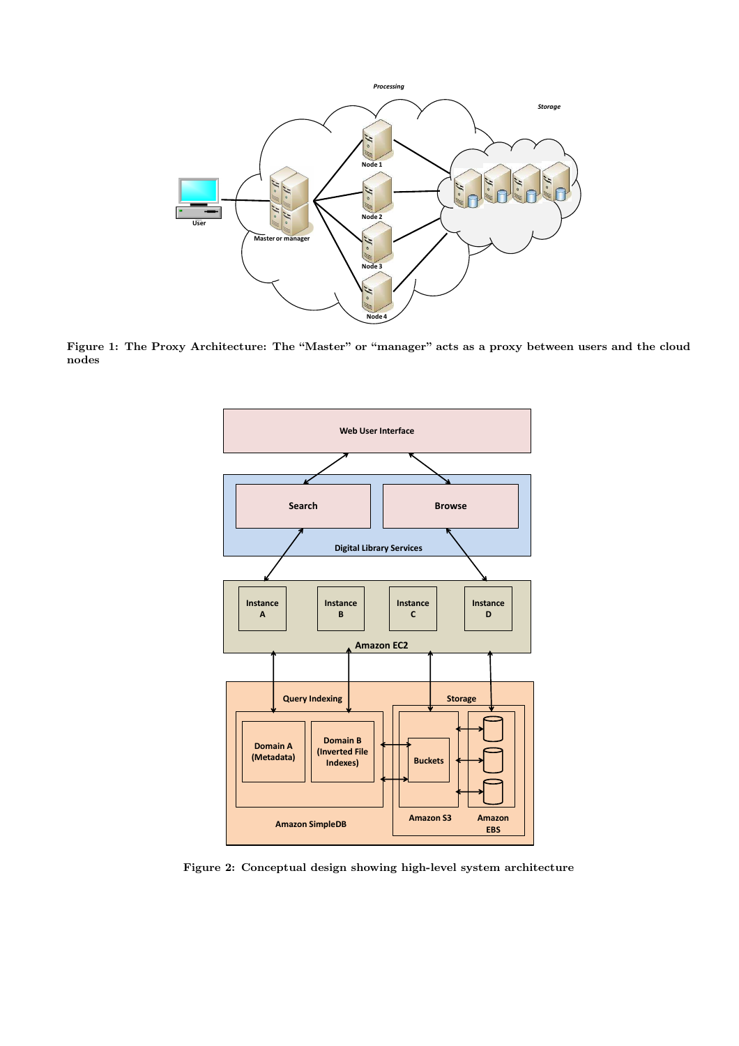Figure 1: The Proxy Architecture: The "Master" or "manager" acts as a proxy between users and the cloud nodes

Figure 2: Conceptual design showing high-level system architecture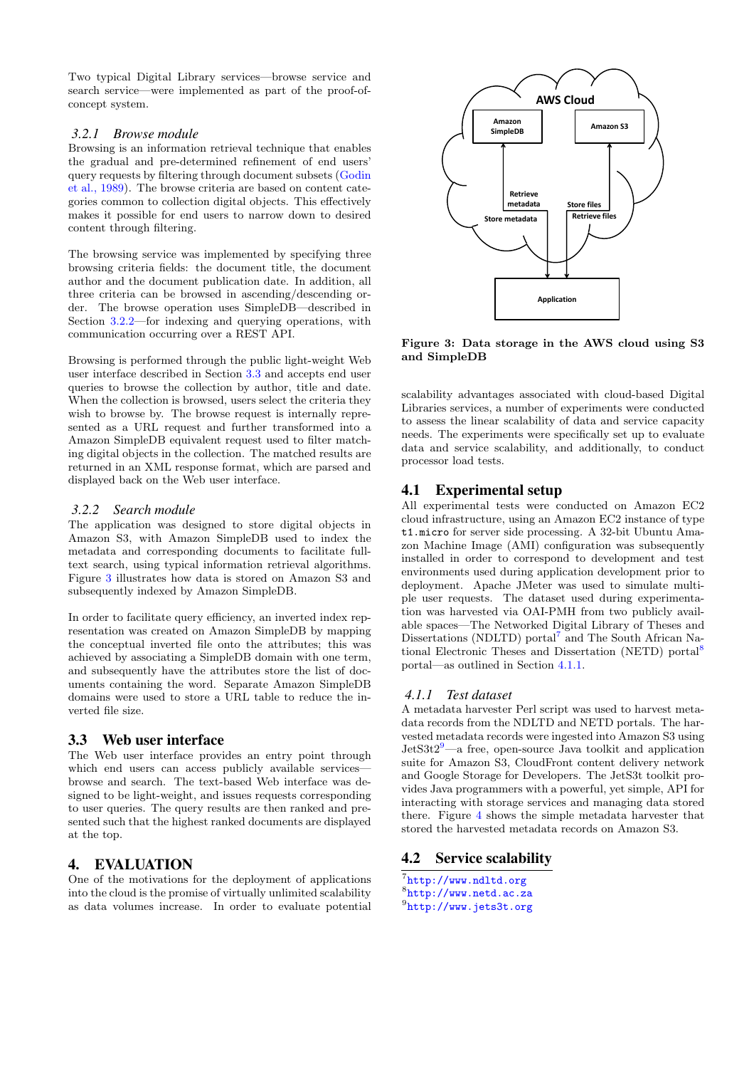Two typical Digital Library services—browse service and search service—were implemented as part of the proof-of-concept system.

### 3.2.1 *Browse module*

Browsing is an information retrieval technique that enables the gradual and pre-determined refinement of end users' query requests by filtering through document subsets (Godin et al., 1989). The browse criteria are based on content categories common to collection digital objects. This effectively makes it possible for end users to narrow down to desired content through filtering.

The browsing service was implemented by specifying three browsing criteria fields: the document title, the document author and the document publication date. In addition, all three criteria can be browsed in ascending/descending order. The browse operation uses SimpleDB—described in Section 3.2.2—for indexing and querying operations, with communication occurring over a REST API.

Browsing is performed through the public light-weight Web user interface described in Section 3.3 and accepts end user queries to browse the collection by author, title and date. When the collection is browsed, users select the criteria they wish to browse by. The browse request is internally represented as a URL request and further transformed into a Amazon SimpleDB equivalent request used to filter matching digital objects in the collection. The matched results are returned in an XML response format, which are parsed and displayed back on the Web user interface.

### 3.2.2 *Search module*

The application was designed to store digital objects in Amazon S3, with Amazon SimpleDB used to index the metadata and corresponding documents to facilitate full-text search, using typical information retrieval algorithms. Figure 3 illustrates how data is stored on Amazon S3 and subsequently indexed by Amazon SimpleDB.

In order to facilitate query efficiency, an inverted index representation was created on Amazon SimpleDB by mapping the conceptual inverted file onto the attributes; this was achieved by associating a SimpleDB domain with one term, and subsequently have the attributes store the list of documents containing the word. Separate Amazon SimpleDB domains were used to store a URL table to reduce the inverted file size.

## 3.3 Web user interface

The Web user interface provides an entry point through which end users can access publicly available services—browse and search. The text-based Web interface was designed to be light-weight, and issues requests corresponding to user queries. The query results are then ranked and presented such that the highest ranked documents are displayed at the top.

# 4. EVALUATION

One of the motivations for the deployment of applications into the cloud is the promise of virtually unlimited scalability as data volumes increase. In order to evaluate potential

**Figure 3: Data storage in the AWS cloud using S3 and SimpleDB**

scalability advantages associated with cloud-based Digital Libraries services, a number of experiments were conducted to assess the linear scalability of data and service capacity needs. The experiments were specifically set up to evaluate data and service scalability, and additionally, to conduct processor load tests.

## 4.1 Experimental setup

All experimental tests were conducted on Amazon EC2 cloud infrastructure, using an Amazon EC2 instance of type `t1.micro` for server side processing. A 32-bit Ubuntu Amazon Machine Image (AMI) configuration was subsequently installed in order to correspond to development and test environments used during application development prior to deployment. Apache JMeter was used to simulate multiple user requests. The dataset used during experimentation was harvested via OAI-PMH from two publicly available spaces—The Networked Digital Library of Theses and Dissertations (NDLTD) portal[7] and The South African National Electronic Theses and Dissertation (NETD) portal[8] portal—as outlined in Section 4.1.1.

### 4.1.1 *Test dataset*

A metadata harvester Perl script was used to harvest metadata records from the NDLTD and NETD portals. The harvested metadata records were ingested into Amazon S3 using JetS3t2[9]—a free, open-source Java toolkit and application suite for Amazon S3, CloudFront content delivery network and Google Storage for Developers. The JetS3t toolkit provides Java programmers with a powerful, yet simple, API for interacting with storage services and managing data stored there. Figure 4 shows the simple metadata harvester that stored the harvested metadata records on Amazon S3.

## 4.2 Service scalability

[7] http://www.ndltd.org

[8] http://www.netd.ac.za

[9] http://www.jets3t.org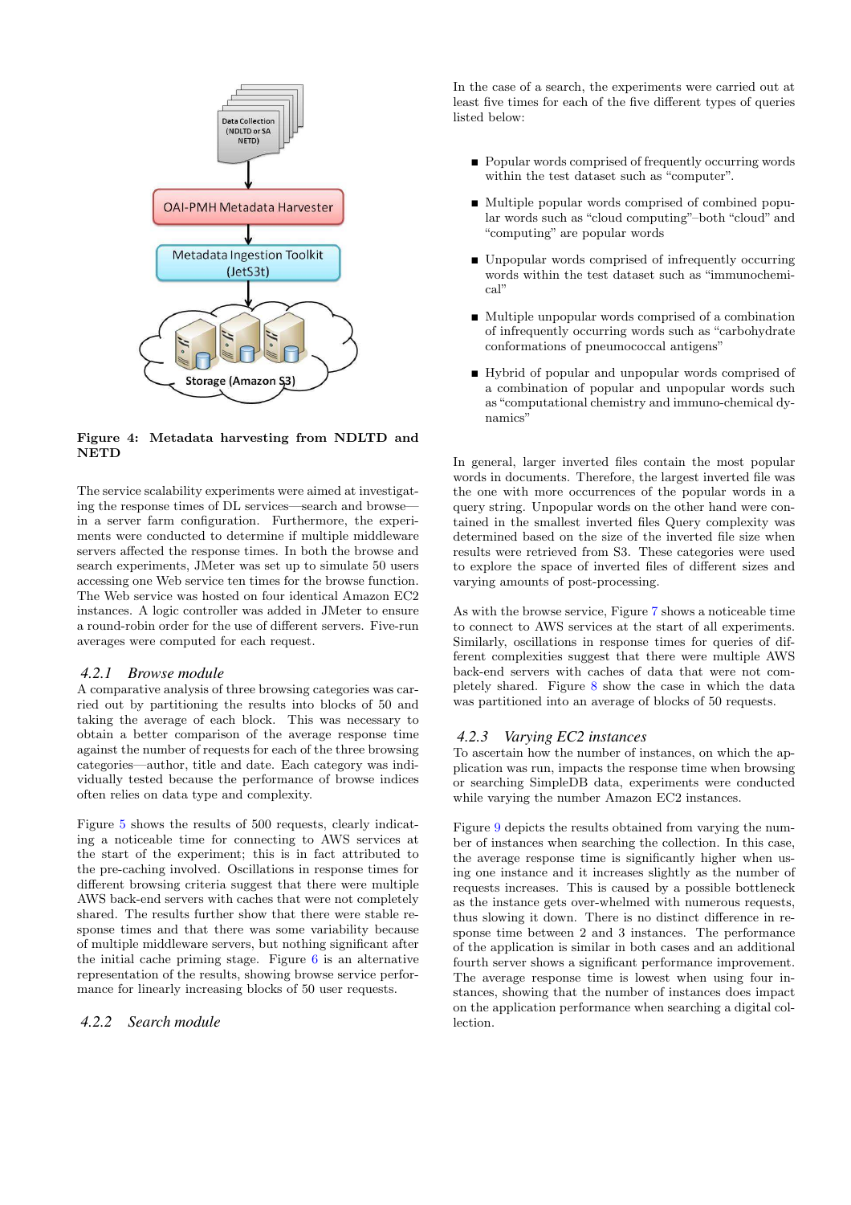Data Collection (NDLTD or SA NETD)

OAI-PMH Metadata Harvester

Metadata Ingestion Toolkit (JetS3t)

Storage (Amazon S3)

**Figure 4: Metadata harvesting from NDLTD and NETD**

The service scalability experiments were aimed at investigating the response times of DL services—search and browse—in a server farm configuration. Furthermore, the experiments were conducted to determine if multiple middleware servers affected the response times. In both the browse and search experiments, JMeter was set up to simulate 50 users accessing one Web service ten times for the browse function. The Web service was hosted on four identical Amazon EC2 instances. A logic controller was added in JMeter to ensure a round-robin order for the use of different servers. Five-run averages were computed for each request.

### 4.2.1 *Browse module*

A comparative analysis of three browsing categories was carried out by partitioning the results into blocks of 50 and taking the average of each block. This was necessary to obtain a better comparison of the average response time against the number of requests for each of the three browsing categories—author, title and date. Each category was individually tested because the performance of browse indices often relies on data type and complexity.

Figure 5 shows the results of 500 requests, clearly indicating a noticeable time for connecting to AWS services at the start of the experiment; this is in fact attributed to the pre-caching involved. Oscillations in response times for different browsing criteria suggest that there were multiple AWS back-end servers with caches that were not completely shared. The results further show that there were stable response times and that there was some variability because of multiple middleware servers, but nothing significant after the initial cache priming stage. Figure 6 is an alternative representation of the results, showing browse service performance for linearly increasing blocks of 50 user requests.

### 4.2.2 *Search module*

In the case of a search, the experiments were carried out at least five times for each of the five different types of queries listed below:

- Popular words comprised of frequently occurring words within the test dataset such as "computer".
- Multiple popular words comprised of combined popular words such as "cloud computing"–both "cloud" and "computing" are popular words
- Unpopular words comprised of infrequently occurring words within the test dataset such as "immunochemical"
- Multiple unpopular words comprised of a combination of infrequently occurring words such as "carbohydrate conformations of pneumococcal antigens"
- Hybrid of popular and unpopular words comprised of a combination of popular and unpopular words such as "computational chemistry and immuno-chemical dynamics"

In general, larger inverted files contain the most popular words in documents. Therefore, the largest inverted file was the one with more occurrences of the popular words in a query string. Unpopular words on the other hand were contained in the smallest inverted files Query complexity was determined based on the size of the inverted file size when results were retrieved from S3. These categories were used to explore the space of inverted files of different sizes and varying amounts of post-processing.

As with the browse service, Figure 7 shows a noticeable time to connect to AWS services at the start of all experiments. Similarly, oscillations in response times for queries of different complexities suggest that there were multiple AWS back-end servers with caches of data that were not completely shared. Figure 8 show the case in which the data was partitioned into an average of blocks of 50 requests.

### 4.2.3 *Varying EC2 instances*

To ascertain how the number of instances, on which the application was run, impacts the response time when browsing or searching SimpleDB data, experiments were conducted while varying the number Amazon EC2 instances.

Figure 9 depicts the results obtained from varying the number of instances when searching the collection. In this case, the average response time is significantly higher when using one instance and it increases slightly as the number of requests increases. This is caused by a possible bottleneck as the instance gets over-whelmed with numerous requests, thus slowing it down. There is no distinct difference in response time between 2 and 3 instances. The performance of the application is similar in both cases and an additional fourth server shows a significant performance improvement. The average response time is lowest when using four instances, showing that the number of instances does impact on the application performance when searching a digital collection.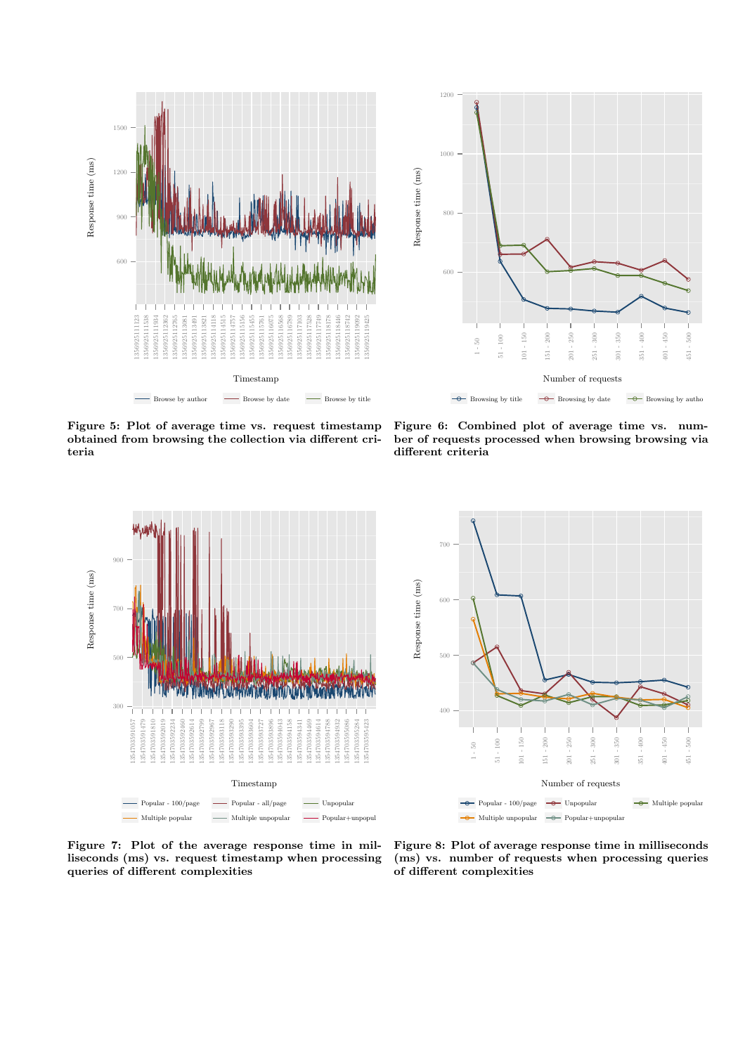**Figure 5: Plot of average time vs. request timestamp obtained from browsing the collection via different criteria**

**Figure 6: Combined plot of average time vs. number of requests processed when browsing browsing via different criteria**

**Figure 7: Plot of the average response time in milliseconds (ms) vs. request timestamp when processing queries of different complexities**

**Figure 8: Plot of average response time in milliseconds (ms) vs. number of requests when processing queries of different complexities**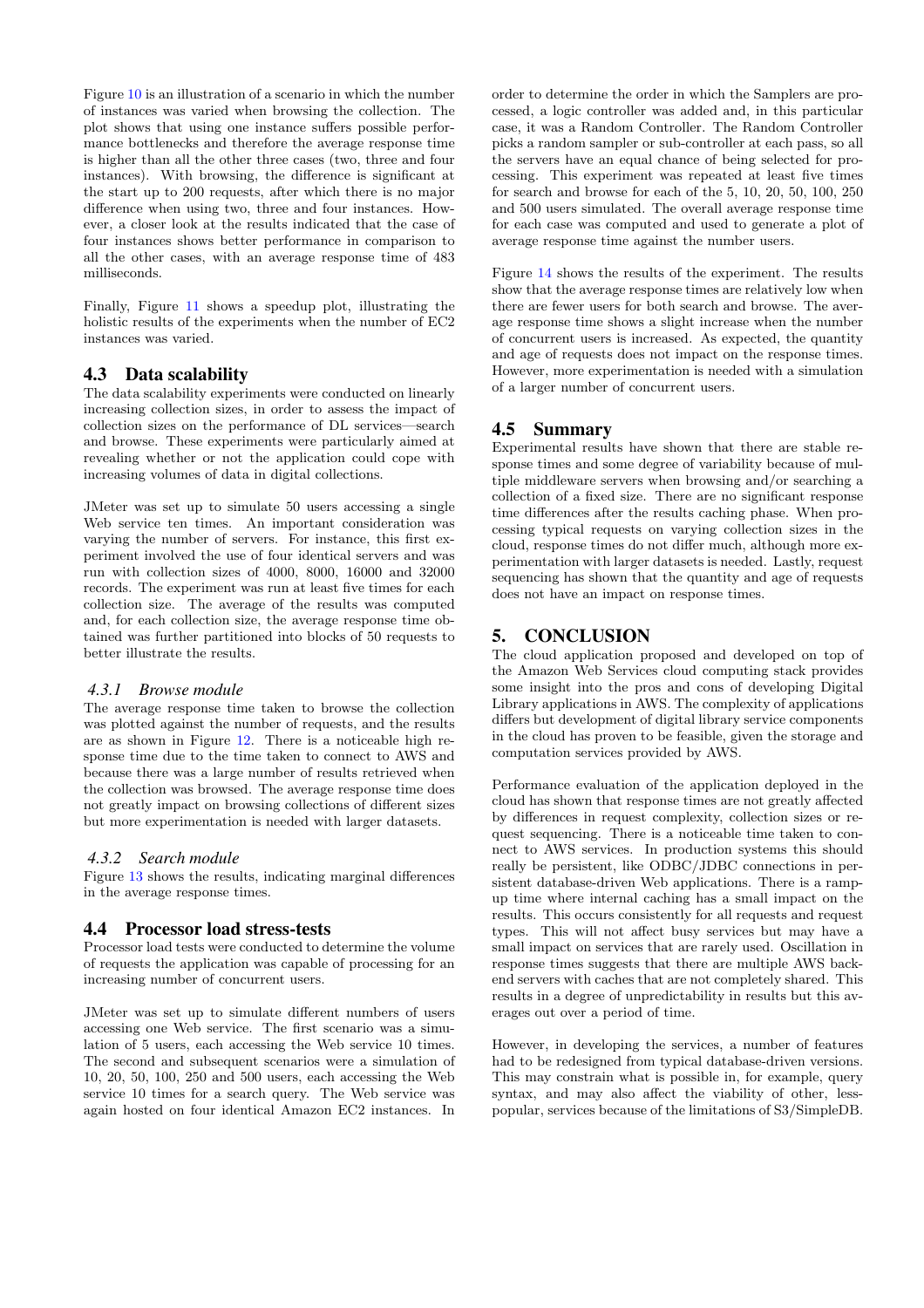Figure 10 is an illustration of a scenario in which the number of instances was varied when browsing the collection. The plot shows that using one instance suffers possible performance bottlenecks and therefore the average response time is higher than all the other three cases (two, three and four instances). With browsing, the difference is significant at the start up to 200 requests, after which there is no major difference when using two, three and four instances. However, a closer look at the results indicated that the case of four instances shows better performance in comparison to all the other cases, with an average response time of 483 milliseconds.

Finally, Figure 11 shows a speedup plot, illustrating the holistic results of the experiments when the number of EC2 instances was varied.

## 4.3 Data scalability

The data scalability experiments were conducted on linearly increasing collection sizes, in order to assess the impact of collection sizes on the performance of DL services—search and browse. These experiments were particularly aimed at revealing whether or not the application could cope with increasing volumes of data in digital collections.

JMeter was set up to simulate 50 users accessing a single Web service ten times. An important consideration was varying the number of servers. For instance, this first experiment involved the use of four identical servers and was run with collection sizes of 4000, 8000, 16000 and 32000 records. The experiment was run at least five times for each collection size. The average of the results was computed and, for each collection size, the average response time obtained was further partitioned into blocks of 50 requests to better illustrate the results.

### 4.3.1 Browse module

The average response time taken to browse the collection was plotted against the number of requests, and the results are as shown in Figure 12. There is a noticeable high response time due to the time taken to connect to AWS and because there was a large number of results retrieved when the collection was browsed. The average response time does not greatly impact on browsing collections of different sizes but more experimentation is needed with larger datasets.

### 4.3.2 Search module

Figure 13 shows the results, indicating marginal differences in the average response times.

## 4.4 Processor load stress-tests

Processor load tests were conducted to determine the volume of requests the application was capable of processing for an increasing number of concurrent users.

JMeter was set up to simulate different numbers of users accessing one Web service. The first scenario was a simulation of 5 users, each accessing the Web service 10 times. The second and subsequent scenarios were a simulation of 10, 20, 50, 100, 250 and 500 users, each accessing the Web service 10 times for a search query. The Web service was again hosted on four identical Amazon EC2 instances. In order to determine the order in which the Samplers are processed, a logic controller was added and, in this particular case, it was a Random Controller. The Random Controller picks a random sampler or sub-controller at each pass, so all the servers have an equal chance of being selected for processing. This experiment was repeated at least five times for search and browse for each of the 5, 10, 20, 50, 100, 250 and 500 users simulated. The overall average response time for each case was computed and used to generate a plot of average response time against the number users.

Figure 14 shows the results of the experiment. The results show that the average response times are relatively low when there are fewer users for both search and browse. The average response time shows a slight increase when the number of concurrent users is increased. As expected, the quantity and age of requests does not impact on the response times. However, more experimentation is needed with a simulation of a larger number of concurrent users.

## 4.5 Summary

Experimental results have shown that there are stable response times and some degree of variability because of multiple middleware servers when browsing and/or searching a collection of a fixed size. There are no significant response time differences after the results caching phase. When processing typical requests on varying collection sizes in the cloud, response times do not differ much, although more experimentation with larger datasets is needed. Lastly, request sequencing has shown that the quantity and age of requests does not have an impact on response times.

# 5. CONCLUSION

The cloud application proposed and developed on top of the Amazon Web Services cloud computing stack provides some insight into the pros and cons of developing Digital Library applications in AWS. The complexity of applications differs but development of digital library service components in the cloud has proven to be feasible, given the storage and computation services provided by AWS.

Performance evaluation of the application deployed in the cloud has shown that response times are not greatly affected by differences in request complexity, collection sizes or request sequencing. There is a noticeable time taken to connect to AWS services. In production systems this should really be persistent, like ODBC/JDBC connections in persistent database-driven Web applications. There is a ramp-up time where internal caching has a small impact on the results. This occurs consistently for all requests and request types. This will not affect busy services but may have a small impact on services that are rarely used. Oscillation in response times suggests that there are multiple AWS backend servers with caches that are not completely shared. This results in a degree of unpredictability in results but this averages out over a period of time.

However, in developing the services, a number of features had to be redesigned from typical database-driven versions. This may constrain what is possible in, for example, query syntax, and may also affect the viability of other, less-popular, services because of the limitations of S3/SimpleDB.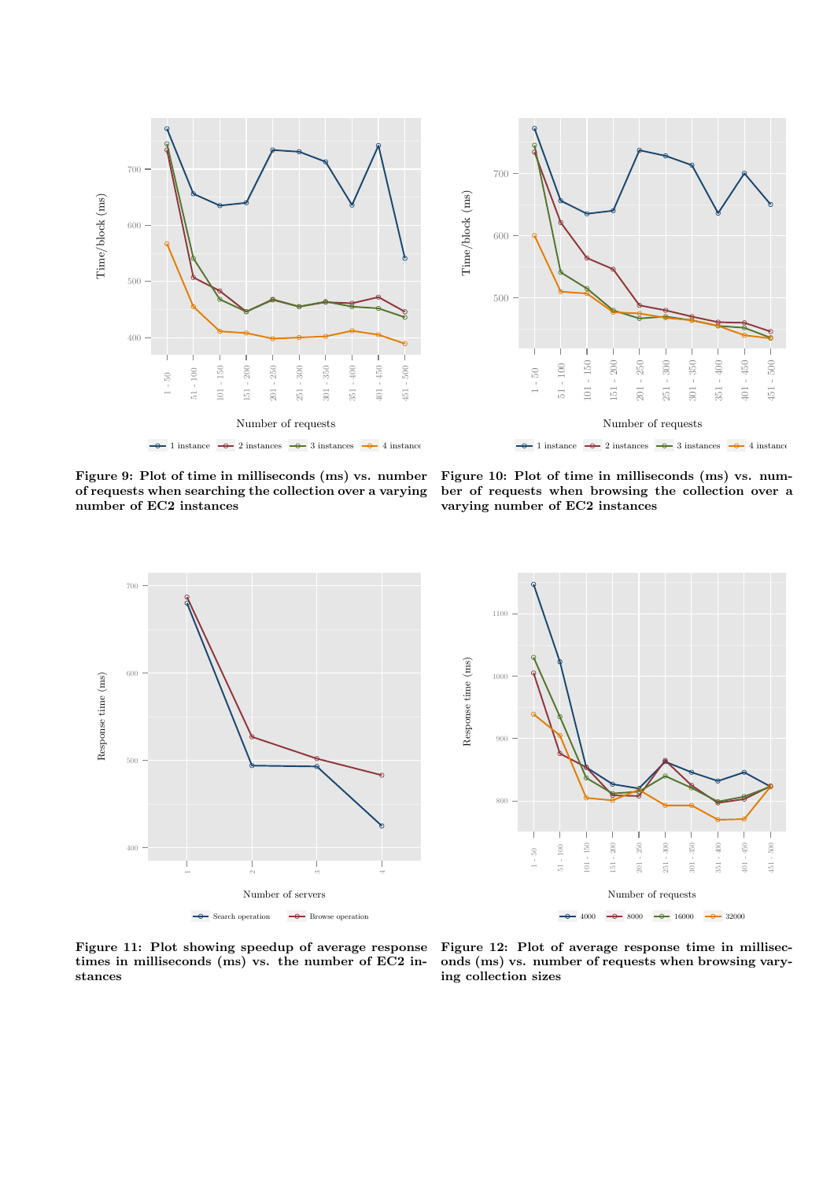**Figure 9: Plot of time in milliseconds (ms) vs. number of requests when searching the collection over a varying number of EC2 instances**

**Figure 10: Plot of time in milliseconds (ms) vs. number of requests when browsing the collection over a varying number of EC2 instances**

**Figure 11: Plot showing speedup of average response times in milliseconds (ms) vs. the number of EC2 instances**

**Figure 12: Plot of average response time in milliseconds (ms) vs. number of requests when browsing varying collection sizes**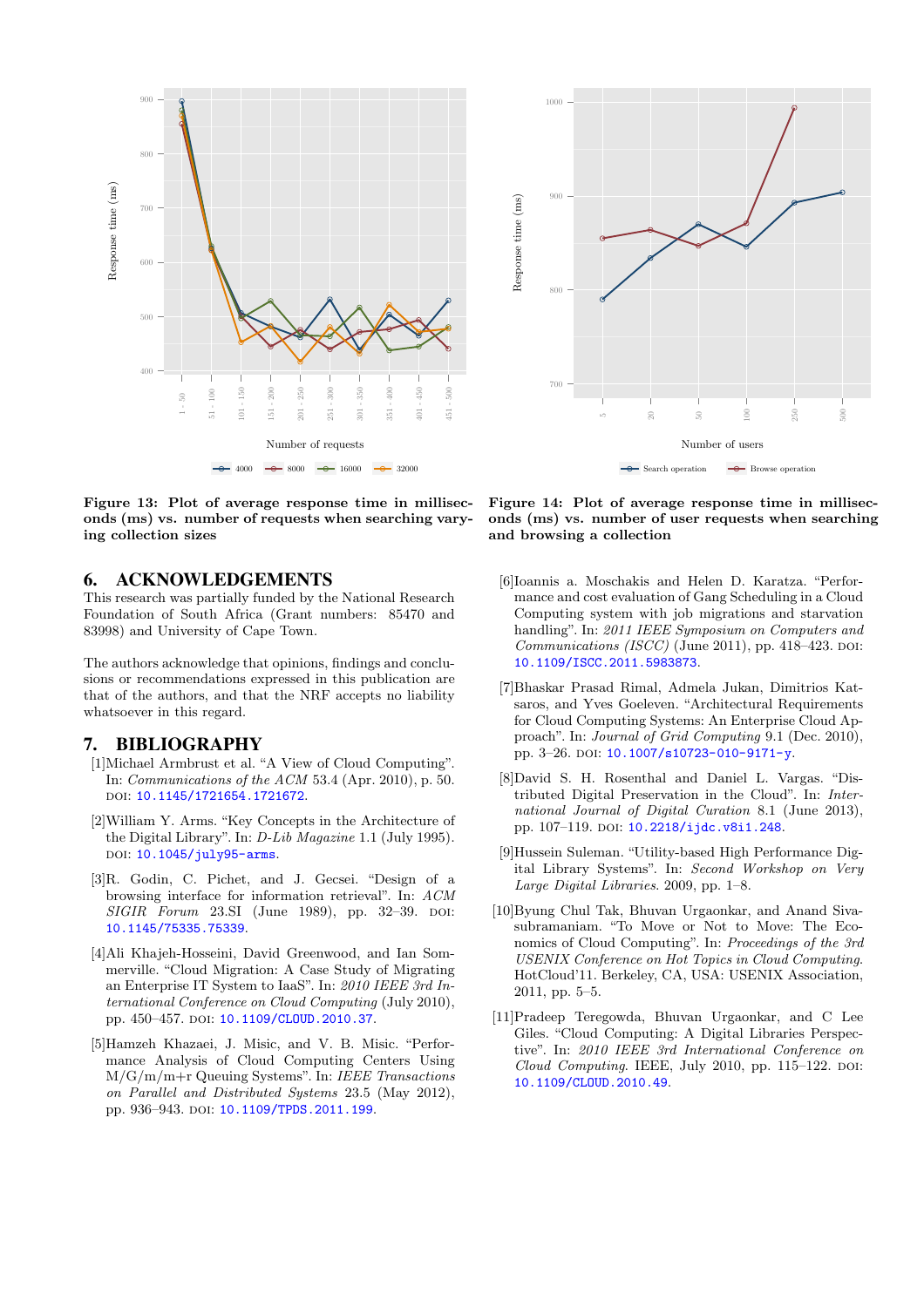**Figure 13: Plot of average response time in milliseconds (ms) vs. number of requests when searching varying collection sizes**

**Figure 14: Plot of average response time in milliseconds (ms) vs. number of user requests when searching and browsing a collection**

## 6. ACKNOWLEDGEMENTS

This research was partially funded by the National Research Foundation of South Africa (Grant numbers: 85470 and 83998) and University of Cape Town.

The authors acknowledge that opinions, findings and conclusions or recommendations expressed in this publication are that of the authors, and that the NRF accepts no liability whatsoever in this regard.

## 7. BIBLIOGRAPHY

[1] Michael Armbrust et al. "A View of Cloud Computing". In: *Communications of the ACM* 53.4 (Apr. 2010), p. 50. DOI: 10.1145/1721654.1721672.

[2] William Y. Arms. "Key Concepts in the Architecture of the Digital Library". In: *D-Lib Magazine* 1.1 (July 1995). DOI: 10.1045/july95-arms.

[3] R. Godin, C. Pichet, and J. Gecsei. "Design of a browsing interface for information retrieval". In: *ACM SIGIR Forum* 23.SI (June 1989), pp. 32–39. DOI: 10.1145/75335.75339.

[4] Ali Khajeh-Hosseini, David Greenwood, and Ian Sommerville. "Cloud Migration: A Case Study of Migrating an Enterprise IT System to IaaS". In: *2010 IEEE 3rd International Conference on Cloud Computing* (July 2010), pp. 450–457. DOI: 10.1109/CLOUD.2010.37.

[5] Hamzeh Khazaei, J. Misic, and V. B. Misic. "Performance Analysis of Cloud Computing Centers Using M/G/m/m+r Queuing Systems". In: *IEEE Transactions on Parallel and Distributed Systems* 23.5 (May 2012), pp. 936–943. DOI: 10.1109/TPDS.2011.199.

[6] Ioannis a. Moschakis and Helen D. Karatza. "Performance and cost evaluation of Gang Scheduling in a Cloud Computing system with job migrations and starvation handling". In: *2011 IEEE Symposium on Computers and Communications (ISCC)* (June 2011), pp. 418–423. DOI: 10.1109/ISCC.2011.5983873.

[7] Bhaskar Prasad Rimal, Admela Jukan, Dimitrios Katsaros, and Yves Goeleven. "Architectural Requirements for Cloud Computing Systems: An Enterprise Cloud Approach". In: *Journal of Grid Computing* 9.1 (Dec. 2010), pp. 3–26. DOI: 10.1007/s10723-010-9171-y.

[8] David S. H. Rosenthal and Daniel L. Vargas. "Distributed Digital Preservation in the Cloud". In: *International Journal of Digital Curation* 8.1 (June 2013), pp. 107–119. DOI: 10.2218/ijdc.v8i1.248.

[9] Hussein Suleman. "Utility-based High Performance Digital Library Systems". In: *Second Workshop on Very Large Digital Libraries*. 2009, pp. 1–8.

[10] Byung Chul Tak, Bhuvan Urgaonkar, and Anand Sivasubramaniam. "To Move or Not to Move: The Economics of Cloud Computing". In: *Proceedings of the 3rd USENIX Conference on Hot Topics in Cloud Computing*. HotCloud'11. Berkeley, CA, USA: USENIX Association, 2011, pp. 5–5.

[11] Pradeep Teregowda, Bhuvan Urgaonkar, and C Lee Giles. "Cloud Computing: A Digital Libraries Perspective". In: *2010 IEEE 3rd International Conference on Cloud Computing*. IEEE, July 2010, pp. 115–122. DOI: 10.1109/CLOUD.2010.49.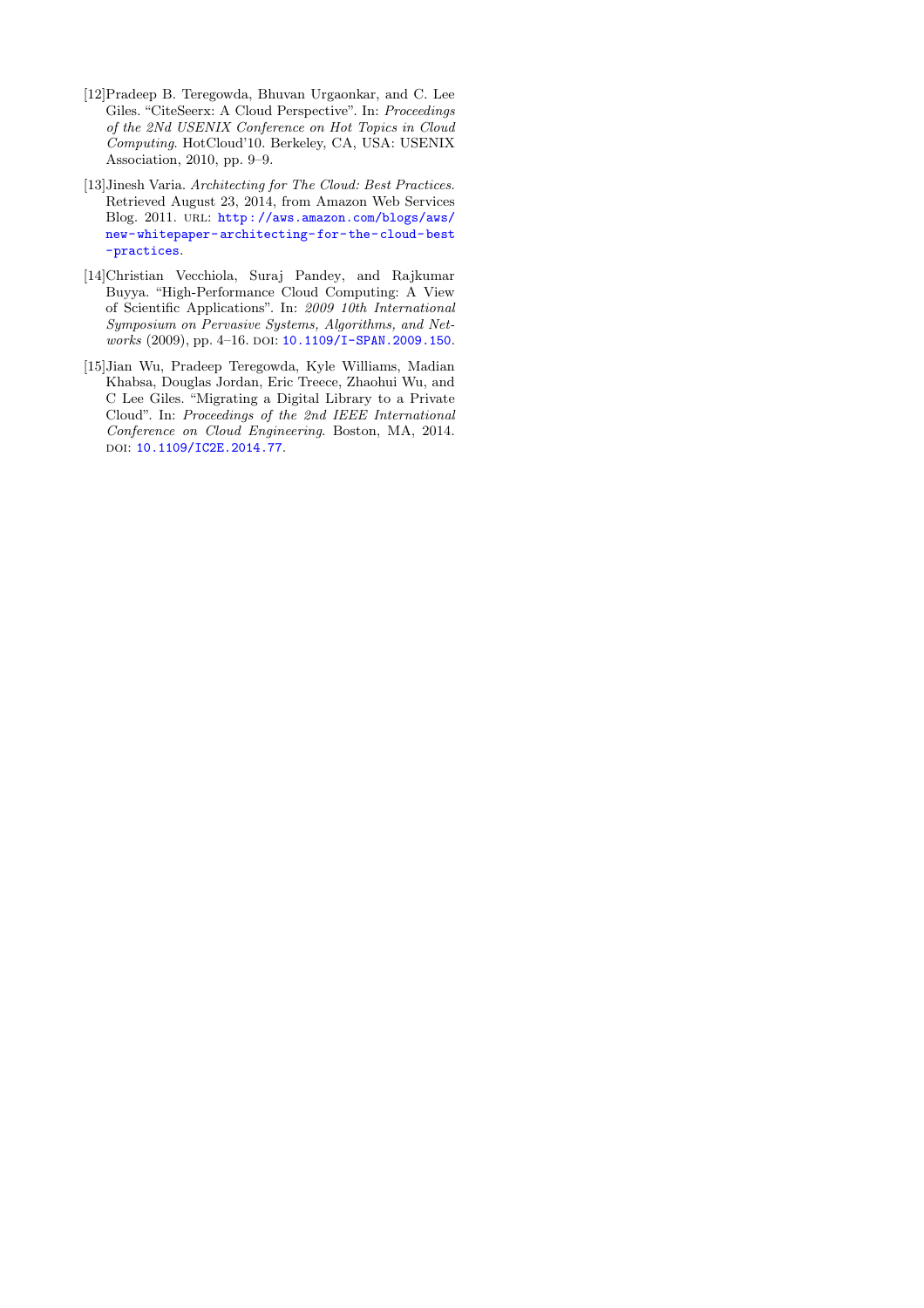[12] Pradeep B. Teregowda, Bhuvan Urgaonkar, and C. Lee Giles. “CiteSeerx: A Cloud Perspective”. In: *Proceedings of the 2Nd USENIX Conference on Hot Topics in Cloud Computing*. HotCloud’10. Berkeley, CA, USA: USENIX Association, 2010, pp. 9–9.

[13] Jinesh Varia. *Architecting for The Cloud: Best Practices*. Retrieved August 23, 2014, from Amazon Web Services Blog. 2011. URL: http://aws.amazon.com/blogs/aws/new-whitepaper-architecting-for-the-cloud-best-practices.

[14] Christian Vecchiola, Suraj Pandey, and Rajkumar Buyya. “High-Performance Cloud Computing: A View of Scientific Applications”. In: *2009 10th International Symposium on Pervasive Systems, Algorithms, and Networks* (2009), pp. 4–16. DOI: 10.1109/I-SPAN.2009.150.

[15] Jian Wu, Pradeep Teregowda, Kyle Williams, Madian Khabsa, Douglas Jordan, Eric Treece, Zhaohui Wu, and C Lee Giles. “Migrating a Digital Library to a Private Cloud”. In: *Proceedings of the 2nd IEEE International Conference on Cloud Engineering*. Boston, MA, 2014. DOI: 10.1109/IC2E.2014.77.